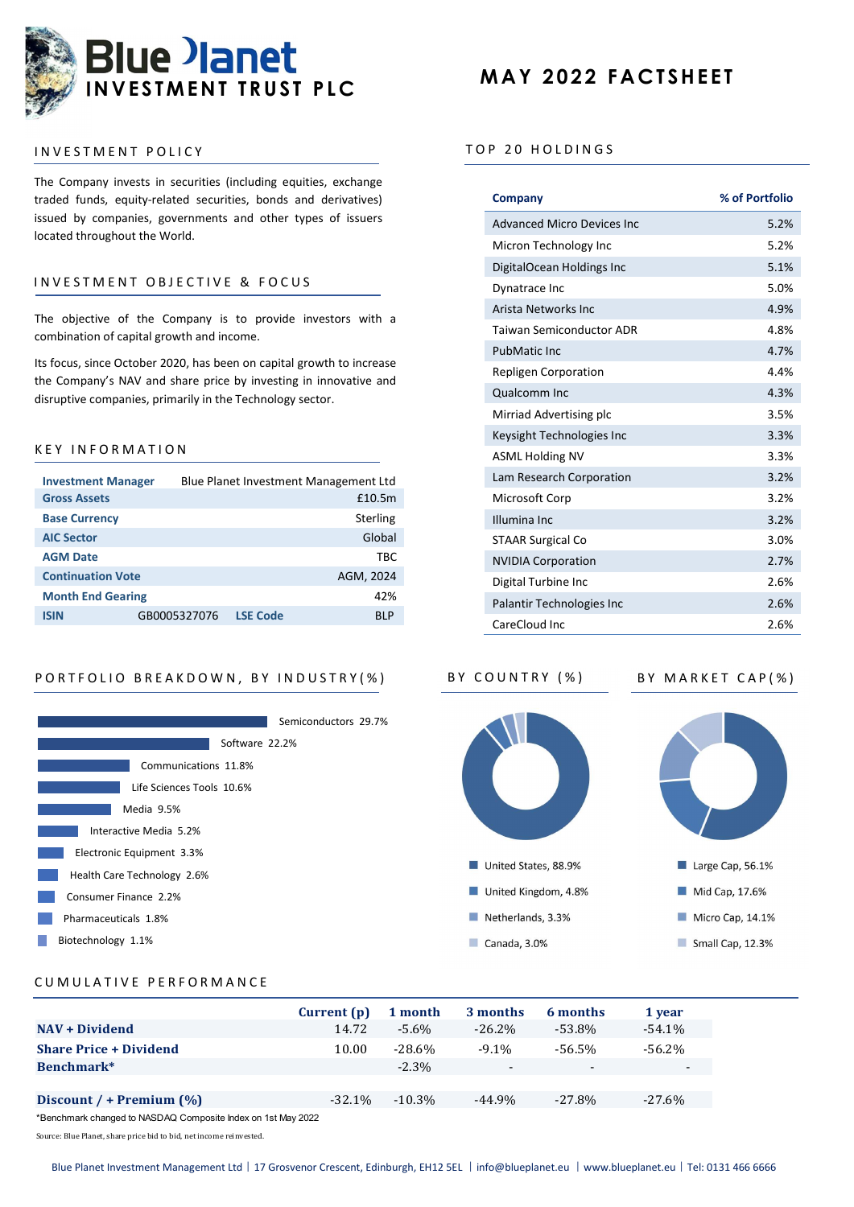# Blue Planet INVESTMENT TRUST PLC

# MAY 2022 FACTSHEET

## INVESTMENT POLICY

The Company invests in securities (including equities, exchange traded funds, equity-related securities, bonds and derivatives) issued by companies, governments and other types of issuers located throughout the World.

## INVESTMENT OBJECTIVE & FOCUS

The objective of the Company is to provide investors with a combination of capital growth and income.

Its focus, since October 2020, has been on capital growth to increase the Company's NAV and share price by investing in innovative and disruptive companies, primarily in the Technology sector.

## KEY INFORMATION

| | | | |
|---|---|---|---|
| **Investment Manager** | Blue Planet Investment Management Ltd | | |
| **Gross Assets** | | | £10.5m |
| **Base Currency** | | | Sterling |
| **AIC Sector** | | | Global |
| **AGM Date** | | | TBC |
| **Continuation Vote** | | | AGM, 2024 |
| **Month End Gearing** | | | 42% |
| **ISIN** | GB0005327076 | **LSE Code** | BLP |

## TOP 20 HOLDINGS

| Company | % of Portfolio |
|---|---|
| Advanced Micro Devices Inc | 5.2% |
| Micron Technology Inc | 5.2% |
| DigitalOcean Holdings Inc | 5.1% |
| Dynatrace Inc | 5.0% |
| Arista Networks Inc | 4.9% |
| Taiwan Semiconductor ADR | 4.8% |
| PubMatic Inc | 4.7% |
| Repligen Corporation | 4.4% |
| Qualcomm Inc | 4.3% |
| Mirriad Advertising plc | 3.5% |
| Keysight Technologies Inc | 3.3% |
| ASML Holding NV | 3.3% |
| Lam Research Corporation | 3.2% |
| Microsoft Corp | 3.2% |
| Illumina Inc | 3.2% |
| STAAR Surgical Co | 3.0% |
| NVIDIA Corporation | 2.7% |
| Digital Turbine Inc | 2.6% |
| Palantir Technologies Inc | 2.6% |
| CareCloud Inc | 2.6% |

## PORTFOLIO BREAKDOWN, BY INDUSTRY(%)

| Industry | % |
|---|---|
| Semiconductors | 29.7% |
| Software | 22.2% |
| Communications | 11.8% |
| Life Sciences Tools | 10.6% |
| Media | 9.5% |
| Interactive Media | 5.2% |
| Electronic Equipment | 3.3% |
| Health Care Technology | 2.6% |
| Consumer Finance | 2.2% |
| Pharmaceuticals | 1.8% |
| Biotechnology | 1.1% |

## BY COUNTRY (%)

| Country | % |
|---|---|
| United States | 88.9% |
| United Kingdom | 4.8% |
| Netherlands | 3.3% |
| Canada | 3.0% |

## BY MARKET CAP(%)

| Market Cap | % |
|---|---|
| Large Cap | 56.1% |
| Mid Cap | 17.6% |
| Micro Cap | 14.1% |
| Small Cap | 12.3% |

## CUMULATIVE PERFORMANCE

| | Current (p) | 1 month | 3 months | 6 months | 1 year |
|---|---|---|---|---|---|
| **NAV + Dividend** | 14.72 | -5.6% | -26.2% | -53.8% | -54.1% |
| **Share Price + Dividend** | 10.00 | -28.6% | -9.1% | -56.5% | -56.2% |
| **Benchmark*** | | -2.3% | - | - | - |
| **Discount / + Premium (%)** | -32.1% | -10.3% | -44.9% | -27.8% | -27.6% |

*Benchmark changed to NASDAQ Composite Index on 1st May 2022

Source: Blue Planet, share price bid to bid, net income reinvested.

Blue Planet Investment Management Ltd | 17 Grosvenor Crescent, Edinburgh, EH12 5EL | info@blueplanet.eu | www.blueplanet.eu | Tel: 0131 466 6666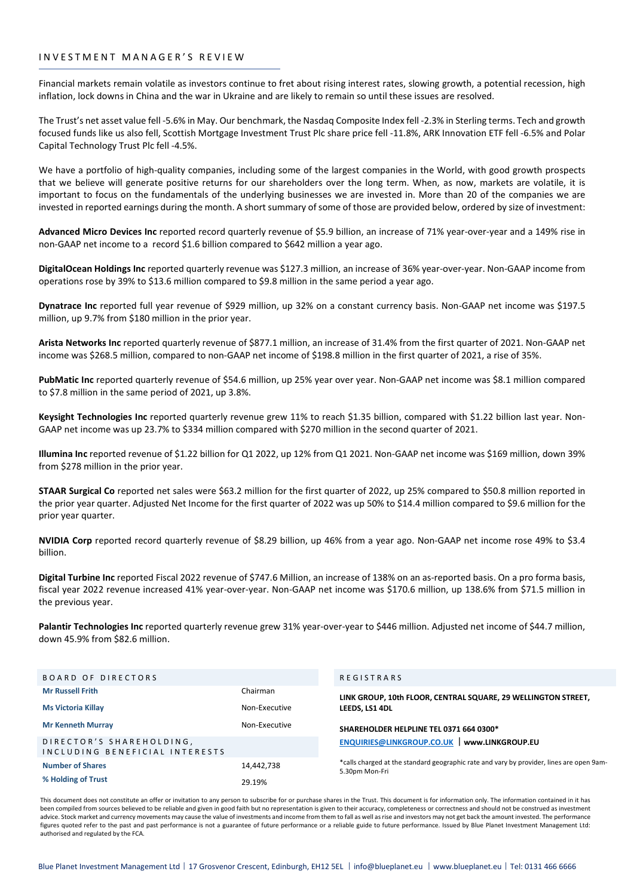## INVESTMENT MANAGER'S REVIEW

Financial markets remain volatile as investors continue to fret about rising interest rates, slowing growth, a potential recession, high inflation, lock downs in China and the war in Ukraine and are likely to remain so until these issues are resolved.

The Trust's net asset value fell -5.6% in May. Our benchmark, the Nasdaq Composite Index fell -2.3% in Sterling terms. Tech and growth focused funds like us also fell, Scottish Mortgage Investment Trust Plc share price fell -11.8%, ARK Innovation ETF fell -6.5% and Polar Capital Technology Trust Plc fell -4.5%.

We have a portfolio of high-quality companies, including some of the largest companies in the World, with good growth prospects that we believe will generate positive returns for our shareholders over the long term. When, as now, markets are volatile, it is important to focus on the fundamentals of the underlying businesses we are invested in. More than 20 of the companies we are invested in reported earnings during the month. A short summary of some of those are provided below, ordered by size of investment:

**Advanced Micro Devices Inc** reported record quarterly revenue of $5.9 billion, an increase of 71% year-over-year and a 149% rise in non-GAAP net income to a record $1.6 billion compared to $642 million a year ago.

**DigitalOcean Holdings Inc** reported quarterly revenue was $127.3 million, an increase of 36% year-over-year. Non-GAAP income from operations rose by 39% to $13.6 million compared to $9.8 million in the same period a year ago.

**Dynatrace Inc** reported full year revenue of $929 million, up 32% on a constant currency basis. Non-GAAP net income was $197.5 million, up 9.7% from $180 million in the prior year.

**Arista Networks Inc** reported quarterly revenue of $877.1 million, an increase of 31.4% from the first quarter of 2021. Non-GAAP net income was $268.5 million, compared to non-GAAP net income of $198.8 million in the first quarter of 2021, a rise of 35%.

**PubMatic Inc** reported quarterly revenue of $54.6 million, up 25% year over year. Non-GAAP net income was $8.1 million compared to $7.8 million in the same period of 2021, up 3.8%.

**Keysight Technologies Inc** reported quarterly revenue grew 11% to reach $1.35 billion, compared with $1.22 billion last year. Non-GAAP net income was up 23.7% to $334 million compared with $270 million in the second quarter of 2021.

**Illumina Inc** reported revenue of $1.22 billion for Q1 2022, up 12% from Q1 2021. Non-GAAP net income was $169 million, down 39% from $278 million in the prior year.

**STAAR Surgical Co** reported net sales were $63.2 million for the first quarter of 2022, up 25% compared to $50.8 million reported in the prior year quarter. Adjusted Net Income for the first quarter of 2022 was up 50% to $14.4 million compared to $9.6 million for the prior year quarter.

**NVIDIA Corp** reported record quarterly revenue of $8.29 billion, up 46% from a year ago. Non-GAAP net income rose 49% to $3.4 billion.

**Digital Turbine Inc** reported Fiscal 2022 revenue of $747.6 Million, an increase of 138% on an as-reported basis. On a pro forma basis, fiscal year 2022 revenue increased 41% year-over-year. Non-GAAP net income was $170.6 million, up 138.6% from $71.5 million in the previous year.

**Palantir Technologies Inc** reported quarterly revenue grew 31% year-over-year to $446 million. Adjusted net income of $44.7 million, down 45.9% from $82.6 million.

### BOARD OF DIRECTORS

| | |
|---|---|
| **Mr Russell Frith** | Chairman |
| **Ms Victoria Killay** | Non-Executive |
| **Mr Kenneth Murray** | Non-Executive |

### DIRECTOR'S SHAREHOLDING, INCLUDING BENEFICIAL INTERESTS

| | |
|---|---|
| **Number of Shares** | 14,442,738 |
| **% Holding of Trust** | 29.19% |

### REGISTRARS

**LINK GROUP, 10th FLOOR, CENTRAL SQUARE, 29 WELLINGTON STREET, LEEDS, LS1 4DL**

**SHAREHOLDER HELPLINE TEL 0371 664 0300***

**ENQUIRIES@LINKGROUP.CO.UK** | **www.LINKGROUP.EU**

*calls charged at the standard geographic rate and vary by provider, lines are open 9am-5.30pm Mon-Fri

This document does not constitute an offer or invitation to any person to subscribe for or purchase shares in the Trust. This document is for information only. The information contained in it has been compiled from sources believed to be reliable and given in good faith but no representation is given to their accuracy, completeness or correctness and should not be construed as investment advice. Stock market and currency movements may cause the value of investments and income from them to fall as well as rise and investors may not get back the amount invested. The performance figures quoted refer to the past and past performance is not a guarantee of future performance or a reliable guide to future performance. Issued by Blue Planet Investment Management Ltd: authorised and regulated by the FCA.

Blue Planet Investment Management Ltd | 17 Grosvenor Crescent, Edinburgh, EH12 5EL | info@blueplanet.eu | www.blueplanet.eu | Tel: 0131 466 6666